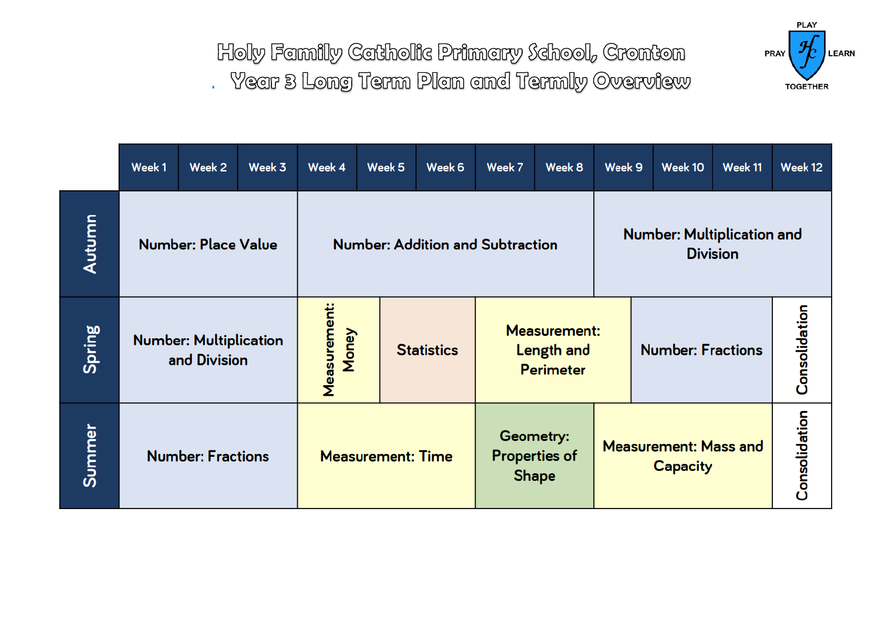# Holy Family Catholic Primary School, Cronton

## Year 3 Long Term Plan and Termly Overview

PLAY

PRAY

LEARN

TOGETHER

| | Week 1 | Week 2 | Week 3 | Week 4 | Week 5 | Week 6 | Week 7 | Week 8 | Week 9 | Week 10 | Week 11 | Week 12 |
|---|---|---|---|---|---|---|---|---|---|---|---|---|
| **Autumn** | Number: Place Value | | | Number: Addition and Subtraction | | | | | Number: Multiplication and Division | | | |
| **Spring** | Number: Multiplication and Division | | | Measurement: Money | Statistics | | Measurement: Length and Perimeter | | | Number: Fractions | | Consolidation |
| **Summer** | Number: Fractions | | | Measurement: Time | | | Geometry: Properties of Shape | | Measurement: Mass and Capacity | | | Consolidation |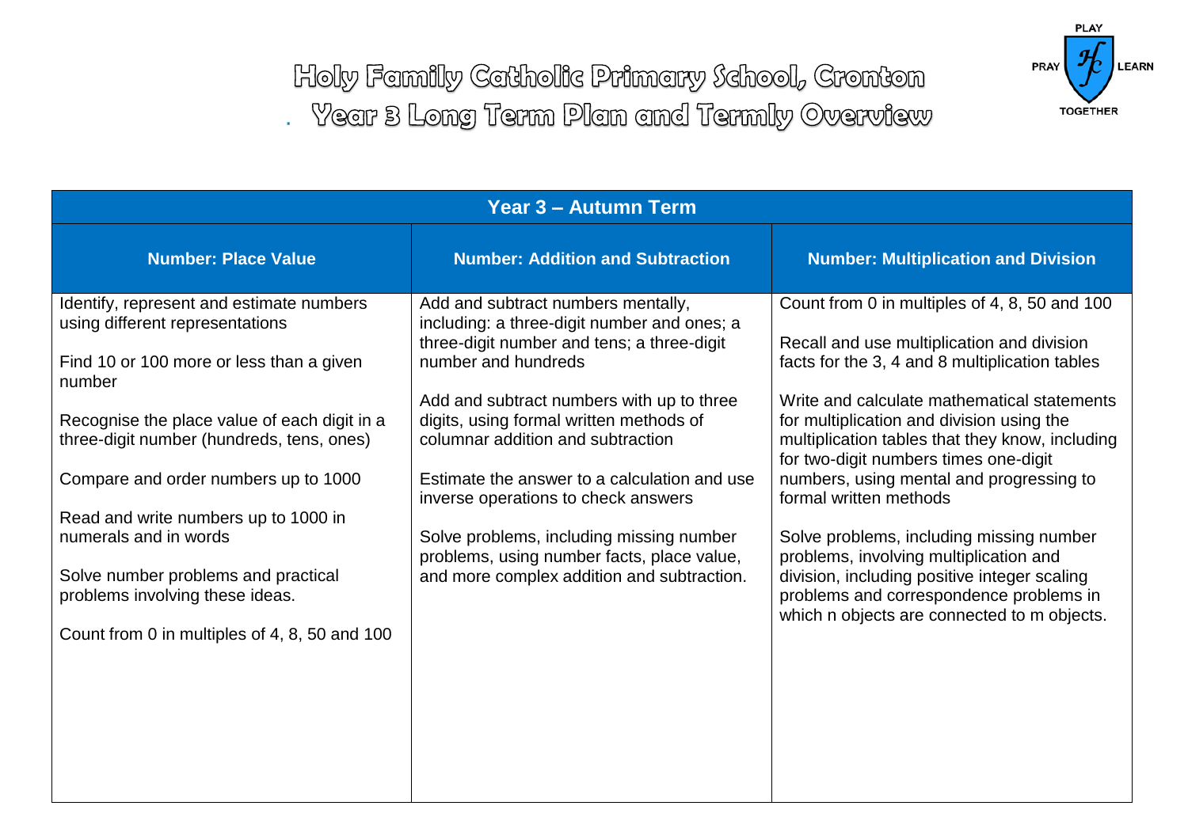# Holy Family Catholic Primary School, Cronton

## Year 3 Long Term Plan and Termly Overview

PLAY
PRAY LEARN
TOGETHER

| Year 3 – Autumn Term | | |
|---|---|---|
| **Number: Place Value** | **Number: Addition and Subtraction** | **Number: Multiplication and Division** |
| Identify, represent and estimate numbers using different representations<br><br>Find 10 or 100 more or less than a given number<br><br>Recognise the place value of each digit in a three-digit number (hundreds, tens, ones)<br><br>Compare and order numbers up to 1000<br><br>Read and write numbers up to 1000 in numerals and in words<br><br>Solve number problems and practical problems involving these ideas.<br><br>Count from 0 in multiples of 4, 8, 50 and 100 | Add and subtract numbers mentally, including: a three-digit number and ones; a three-digit number and tens; a three-digit number and hundreds<br><br>Add and subtract numbers with up to three digits, using formal written methods of columnar addition and subtraction<br><br>Estimate the answer to a calculation and use inverse operations to check answers<br><br>Solve problems, including missing number problems, using number facts, place value, and more complex addition and subtraction. | Count from 0 in multiples of 4, 8, 50 and 100<br><br>Recall and use multiplication and division facts for the 3, 4 and 8 multiplication tables<br><br>Write and calculate mathematical statements for multiplication and division using the multiplication tables that they know, including for two-digit numbers times one-digit numbers, using mental and progressing to formal written methods<br><br>Solve problems, including missing number problems, involving multiplication and division, including positive integer scaling problems and correspondence problems in which n objects are connected to m objects. |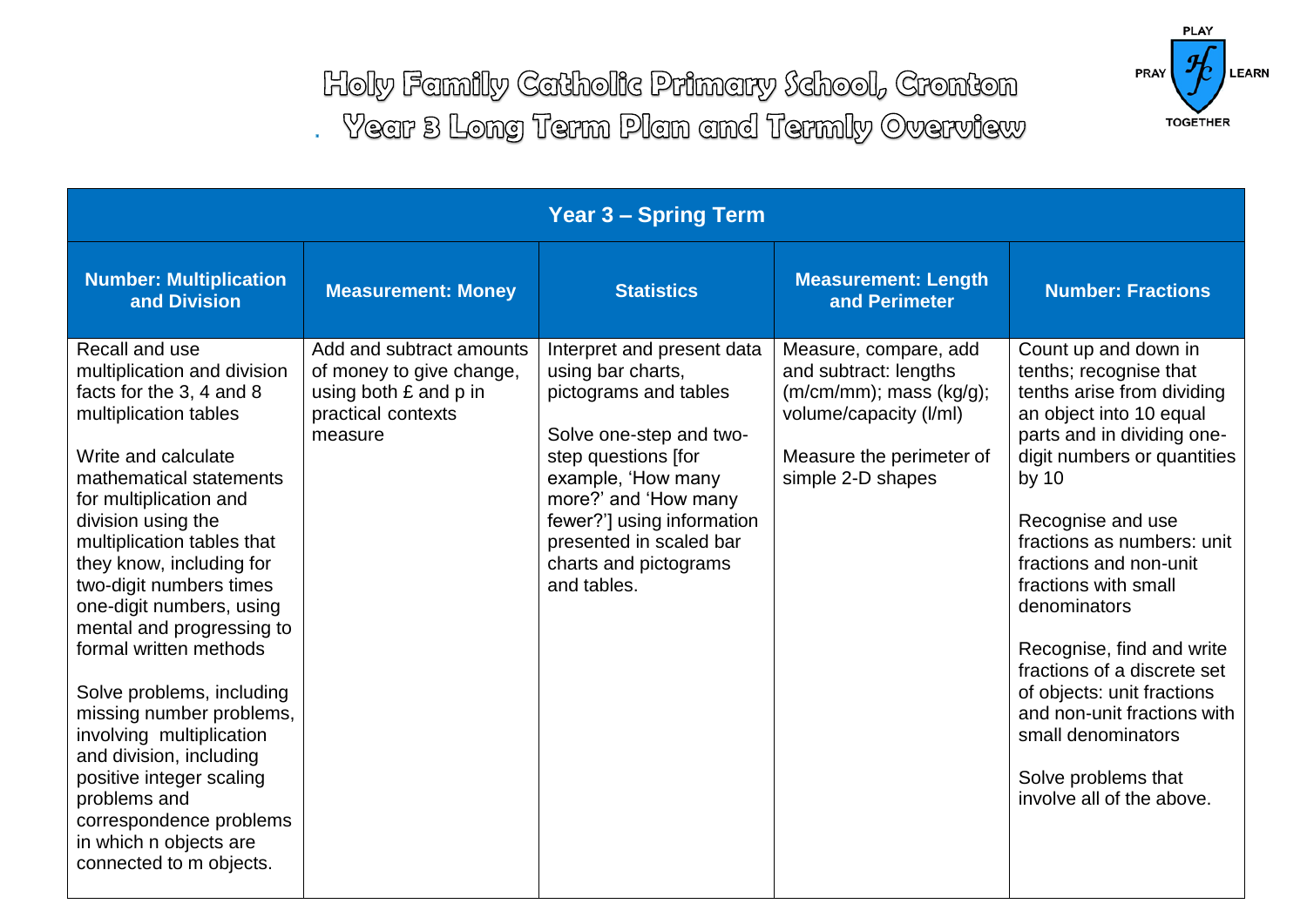# Holy Family Catholic Primary School, Cronton

## Year 3 Long Term Plan and Termly Overview

PLAY PRAY LEARN TOGETHER

| Year 3 – Spring Term | | | | |
|---|---|---|---|---|
| **Number: Multiplication and Division** | **Measurement: Money** | **Statistics** | **Measurement: Length and Perimeter** | **Number: Fractions** |
| Recall and use multiplication and division facts for the 3, 4 and 8 multiplication tables<br><br>Write and calculate mathematical statements for multiplication and division using the multiplication tables that they know, including for two-digit numbers times one-digit numbers, using mental and progressing to formal written methods<br><br>Solve problems, including missing number problems, involving multiplication and division, including positive integer scaling problems and correspondence problems in which n objects are connected to m objects. | Add and subtract amounts of money to give change, using both £ and p in practical contexts measure | Interpret and present data using bar charts, pictograms and tables<br><br>Solve one-step and two-step questions [for example, 'How many more?' and 'How many fewer?'] using information presented in scaled bar charts and pictograms and tables. | Measure, compare, add and subtract: lengths (m/cm/mm); mass (kg/g); volume/capacity (l/ml)<br><br>Measure the perimeter of simple 2-D shapes | Count up and down in tenths; recognise that tenths arise from dividing an object into 10 equal parts and in dividing one-digit numbers or quantities by 10<br><br>Recognise and use fractions as numbers: unit fractions and non-unit fractions with small denominators<br><br>Recognise, find and write fractions of a discrete set of objects: unit fractions and non-unit fractions with small denominators<br><br>Solve problems that involve all of the above. |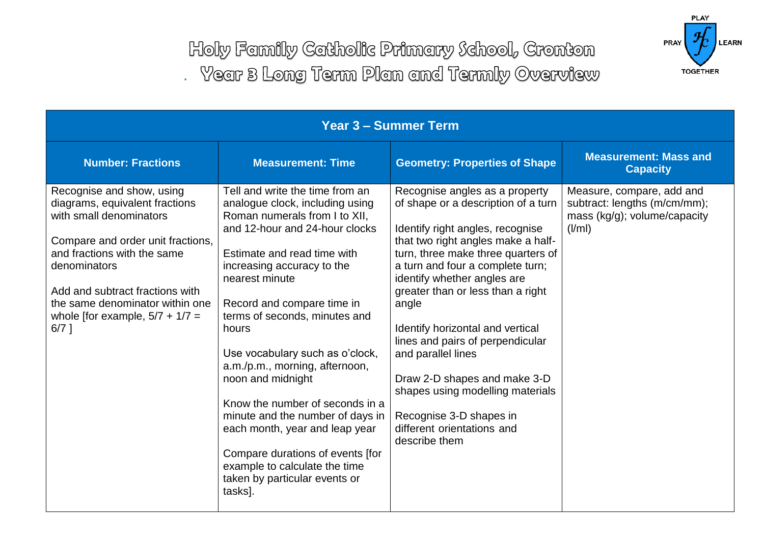# Holy Family Catholic Primary School, Cronton

## Year 3 Long Term Plan and Termly Overview

PLAY
PRAY LEARN
TOGETHER

| Year 3 – Summer Term | | | |
|---|---|---|---|
| **Number: Fractions** | **Measurement: Time** | **Geometry: Properties of Shape** | **Measurement: Mass and Capacity** |
| Recognise and show, using diagrams, equivalent fractions with small denominators<br><br>Compare and order unit fractions, and fractions with the same denominators<br><br>Add and subtract fractions with the same denominator within one whole [for example, $5/7 + 1/7 = 6/7$ ] | Tell and write the time from an analogue clock, including using Roman numerals from I to XII, and 12-hour and 24-hour clocks<br><br>Estimate and read time with increasing accuracy to the nearest minute<br><br>Record and compare time in terms of seconds, minutes and hours<br><br>Use vocabulary such as o'clock, a.m./p.m., morning, afternoon, noon and midnight<br><br>Know the number of seconds in a minute and the number of days in each month, year and leap year<br><br>Compare durations of events [for example to calculate the time taken by particular events or tasks]. | Recognise angles as a property of shape or a description of a turn<br><br>Identify right angles, recognise that two right angles make a half-turn, three make three quarters of a turn and four a complete turn; identify whether angles are greater than or less than a right angle<br><br>Identify horizontal and vertical lines and pairs of perpendicular and parallel lines<br><br>Draw 2-D shapes and make 3-D shapes using modelling materials<br><br>Recognise 3-D shapes in different orientations and describe them | Measure, compare, add and subtract: lengths (m/cm/mm); mass (kg/g); volume/capacity (l/ml) |